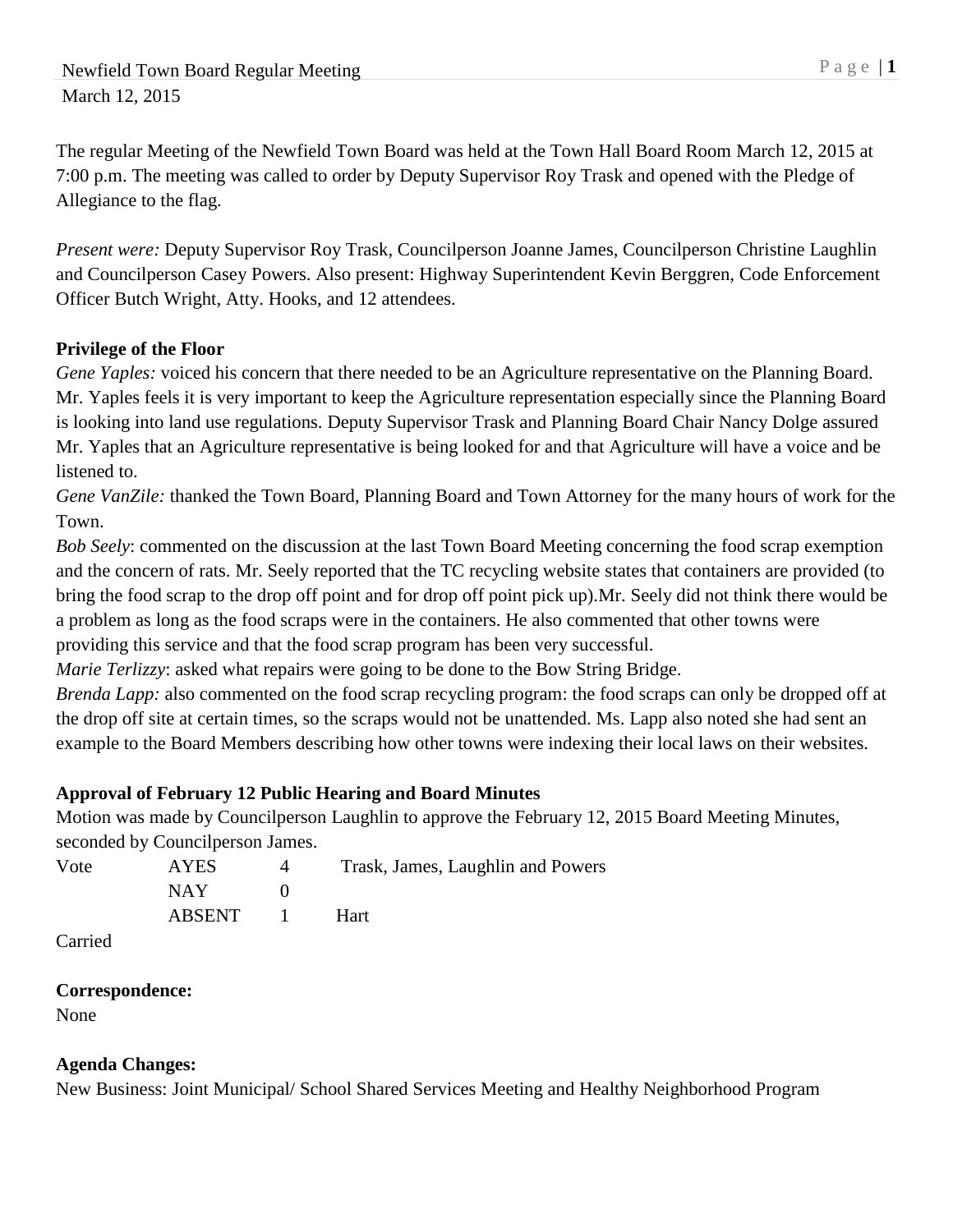Newfield Town Board Regular Meeting
March 12, 2015

The regular Meeting of the Newfield Town Board was held at the Town Hall Board Room March 12, 2015 at 7:00 p.m. The meeting was called to order by Deputy Supervisor Roy Trask and opened with the Pledge of Allegiance to the flag.

*Present were:* Deputy Supervisor Roy Trask, Councilperson Joanne James, Councilperson Christine Laughlin and Councilperson Casey Powers. Also present: Highway Superintendent Kevin Berggren, Code Enforcement Officer Butch Wright, Atty. Hooks, and 12 attendees.

**Privilege of the Floor**

*Gene Yaples:* voiced his concern that there needed to be an Agriculture representative on the Planning Board. Mr. Yaples feels it is very important to keep the Agriculture representation especially since the Planning Board is looking into land use regulations. Deputy Supervisor Trask and Planning Board Chair Nancy Dolge assured Mr. Yaples that an Agriculture representative is being looked for and that Agriculture will have a voice and be listened to.

*Gene VanZile:* thanked the Town Board, Planning Board and Town Attorney for the many hours of work for the Town.

*Bob Seely*: commented on the discussion at the last Town Board Meeting concerning the food scrap exemption and the concern of rats. Mr. Seely reported that the TC recycling website states that containers are provided (to bring the food scrap to the drop off point and for drop off point pick up).Mr. Seely did not think there would be a problem as long as the food scraps were in the containers. He also commented that other towns were providing this service and that the food scrap program has been very successful.

*Marie Terlizzy*: asked what repairs were going to be done to the Bow String Bridge.

*Brenda Lapp:* also commented on the food scrap recycling program: the food scraps can only be dropped off at the drop off site at certain times, so the scraps would not be unattended. Ms. Lapp also noted she had sent an example to the Board Members describing how other towns were indexing their local laws on their websites.

**Approval of February 12 Public Hearing and Board Minutes**

Motion was made by Councilperson Laughlin to approve the February 12, 2015 Board Meeting Minutes, seconded by Councilperson James.

| Vote | AYES | 4 | Trask, James, Laughlin and Powers |
|---|---|---|---|
| | NAY | 0 | |
| | ABSENT | 1 | Hart |

Carried

**Correspondence:**

None

**Agenda Changes:**

New Business: Joint Municipal/ School Shared Services Meeting and Healthy Neighborhood Program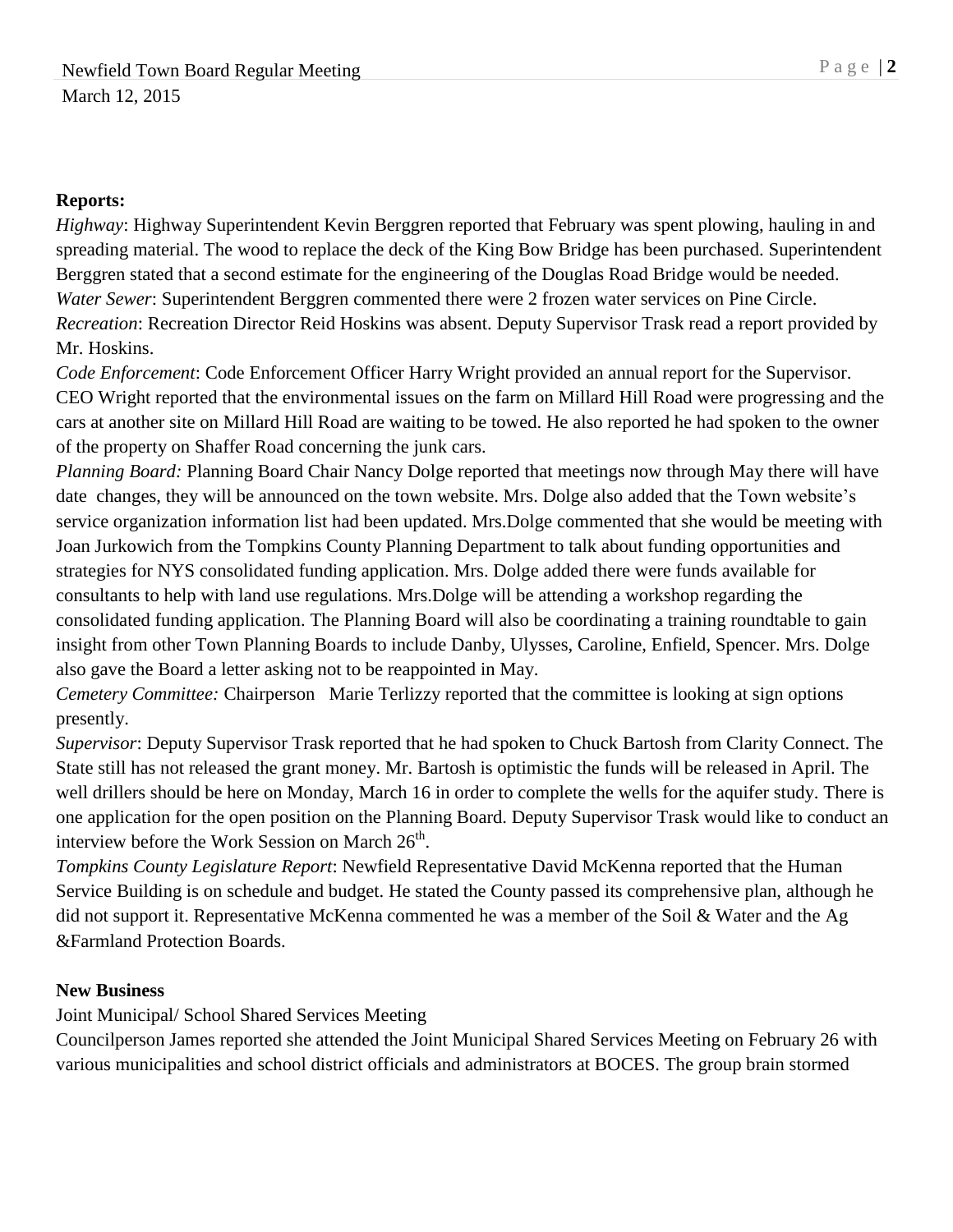**Reports:**

*Highway*: Highway Superintendent Kevin Berggren reported that February was spent plowing, hauling in and spreading material. The wood to replace the deck of the King Bow Bridge has been purchased. Superintendent Berggren stated that a second estimate for the engineering of the Douglas Road Bridge would be needed.

*Water Sewer*: Superintendent Berggren commented there were 2 frozen water services on Pine Circle.

*Recreation*: Recreation Director Reid Hoskins was absent. Deputy Supervisor Trask read a report provided by Mr. Hoskins.

*Code Enforcement*: Code Enforcement Officer Harry Wright provided an annual report for the Supervisor. CEO Wright reported that the environmental issues on the farm on Millard Hill Road were progressing and the cars at another site on Millard Hill Road are waiting to be towed. He also reported he had spoken to the owner of the property on Shaffer Road concerning the junk cars.

*Planning Board:* Planning Board Chair Nancy Dolge reported that meetings now through May there will have date changes, they will be announced on the town website. Mrs. Dolge also added that the Town website's service organization information list had been updated. Mrs.Dolge commented that she would be meeting with Joan Jurkowich from the Tompkins County Planning Department to talk about funding opportunities and strategies for NYS consolidated funding application. Mrs. Dolge added there were funds available for consultants to help with land use regulations. Mrs.Dolge will be attending a workshop regarding the consolidated funding application. The Planning Board will also be coordinating a training roundtable to gain insight from other Town Planning Boards to include Danby, Ulysses, Caroline, Enfield, Spencer. Mrs. Dolge also gave the Board a letter asking not to be reappointed in May.

*Cemetery Committee:* Chairperson Marie Terlizzy reported that the committee is looking at sign options presently.

*Supervisor*: Deputy Supervisor Trask reported that he had spoken to Chuck Bartosh from Clarity Connect. The State still has not released the grant money. Mr. Bartosh is optimistic the funds will be released in April. The well drillers should be here on Monday, March 16 in order to complete the wells for the aquifer study. There is one application for the open position on the Planning Board. Deputy Supervisor Trask would like to conduct an interview before the Work Session on March 26th.

*Tompkins County Legislature Report*: Newfield Representative David McKenna reported that the Human Service Building is on schedule and budget. He stated the County passed its comprehensive plan, although he did not support it. Representative McKenna commented he was a member of the Soil & Water and the Ag &Farmland Protection Boards.

**New Business**

Joint Municipal/ School Shared Services Meeting

Councilperson James reported she attended the Joint Municipal Shared Services Meeting on February 26 with various municipalities and school district officials and administrators at BOCES. The group brain stormed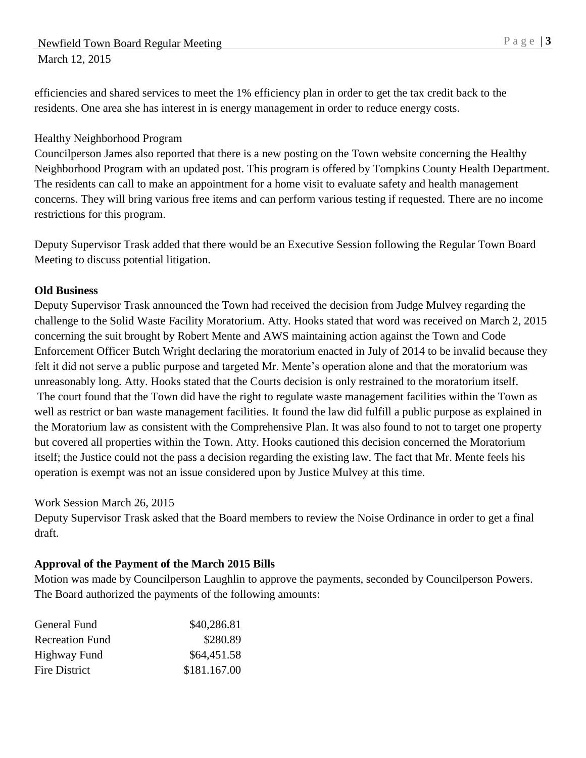efficiencies and shared services to meet the 1% efficiency plan in order to get the tax credit back to the residents. One area she has interest in is energy management in order to reduce energy costs.

Healthy Neighborhood Program

Councilperson James also reported that there is a new posting on the Town website concerning the Healthy Neighborhood Program with an updated post. This program is offered by Tompkins County Health Department. The residents can call to make an appointment for a home visit to evaluate safety and health management concerns. They will bring various free items and can perform various testing if requested. There are no income restrictions for this program.

Deputy Supervisor Trask added that there would be an Executive Session following the Regular Town Board Meeting to discuss potential litigation.

**Old Business**

Deputy Supervisor Trask announced the Town had received the decision from Judge Mulvey regarding the challenge to the Solid Waste Facility Moratorium. Atty. Hooks stated that word was received on March 2, 2015 concerning the suit brought by Robert Mente and AWS maintaining action against the Town and Code Enforcement Officer Butch Wright declaring the moratorium enacted in July of 2014 to be invalid because they felt it did not serve a public purpose and targeted Mr. Mente's operation alone and that the moratorium was unreasonably long. Atty. Hooks stated that the Courts decision is only restrained to the moratorium itself. The court found that the Town did have the right to regulate waste management facilities within the Town as well as restrict or ban waste management facilities. It found the law did fulfill a public purpose as explained in the Moratorium law as consistent with the Comprehensive Plan. It was also found to not to target one property but covered all properties within the Town. Atty. Hooks cautioned this decision concerned the Moratorium itself; the Justice could not the pass a decision regarding the existing law. The fact that Mr. Mente feels his operation is exempt was not an issue considered upon by Justice Mulvey at this time.

Work Session March 26, 2015

Deputy Supervisor Trask asked that the Board members to review the Noise Ordinance in order to get a final draft.

**Approval of the Payment of the March 2015 Bills**

Motion was made by Councilperson Laughlin to approve the payments, seconded by Councilperson Powers. The Board authorized the payments of the following amounts:

| | |
|---|---:|
| General Fund | \$40,286.81 |
| Recreation Fund | \$280.89 |
| Highway Fund | \$64,451.58 |
| Fire District | \$181.167.00 |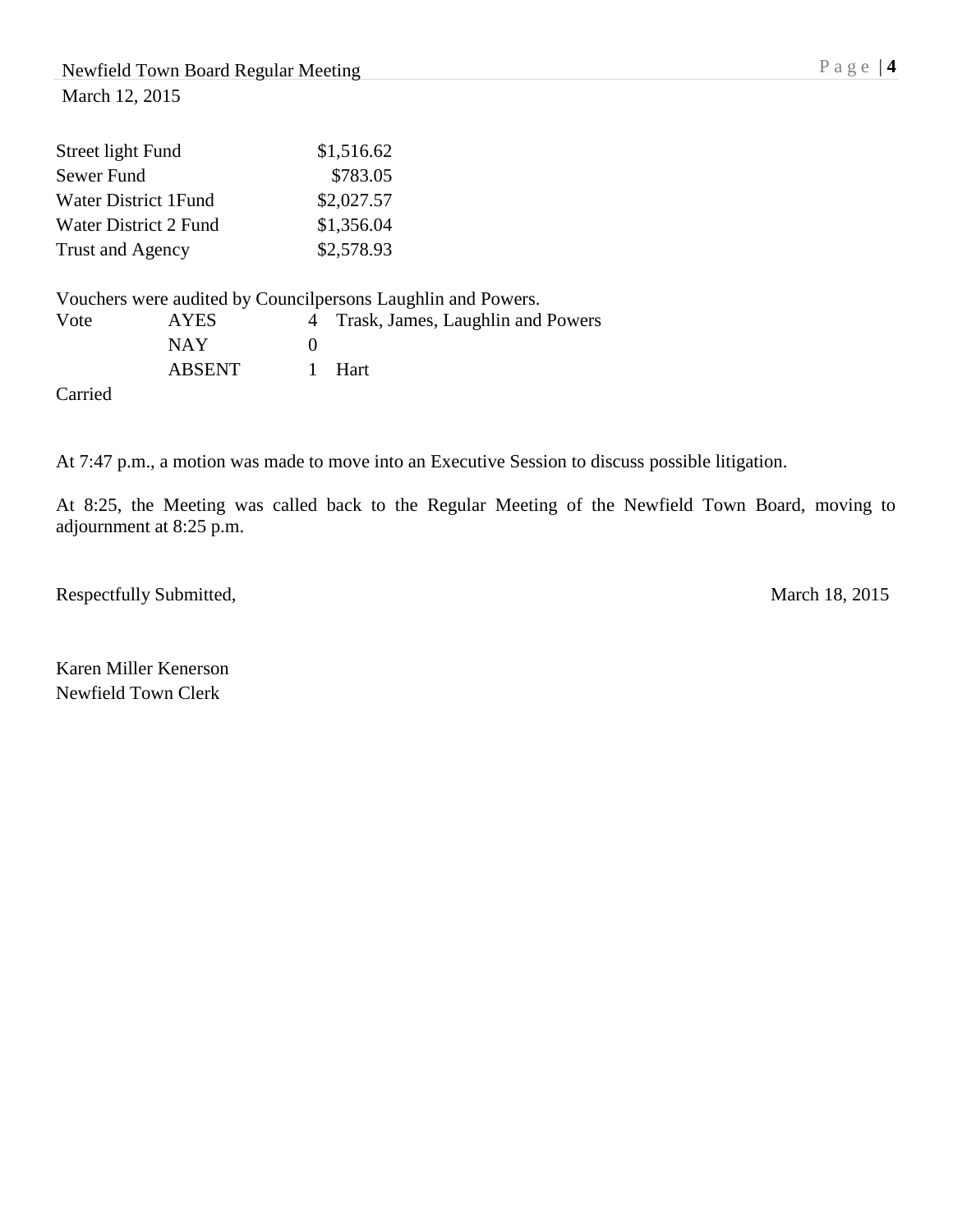| | |
|---|---|
| Street light Fund | $1,516.62 |
| Sewer Fund | $783.05 |
| Water District 1Fund | $2,027.57 |
| Water District 2 Fund | $1,356.04 |
| Trust and Agency | $2,578.93 |

Vouchers were audited by Councilpersons Laughlin and Powers.

| | | | |
|---|---|---|---|
| Vote | AYES | 4 | Trask, James, Laughlin and Powers |
| | NAY | 0 | |
| | ABSENT | 1 | Hart |

Carried

At 7:47 p.m., a motion was made to move into an Executive Session to discuss possible litigation.

At 8:25, the Meeting was called back to the Regular Meeting of the Newfield Town Board, moving to adjournment at 8:25 p.m.

Respectfully Submitted, March 18, 2015

Karen Miller Kenerson
Newfield Town Clerk